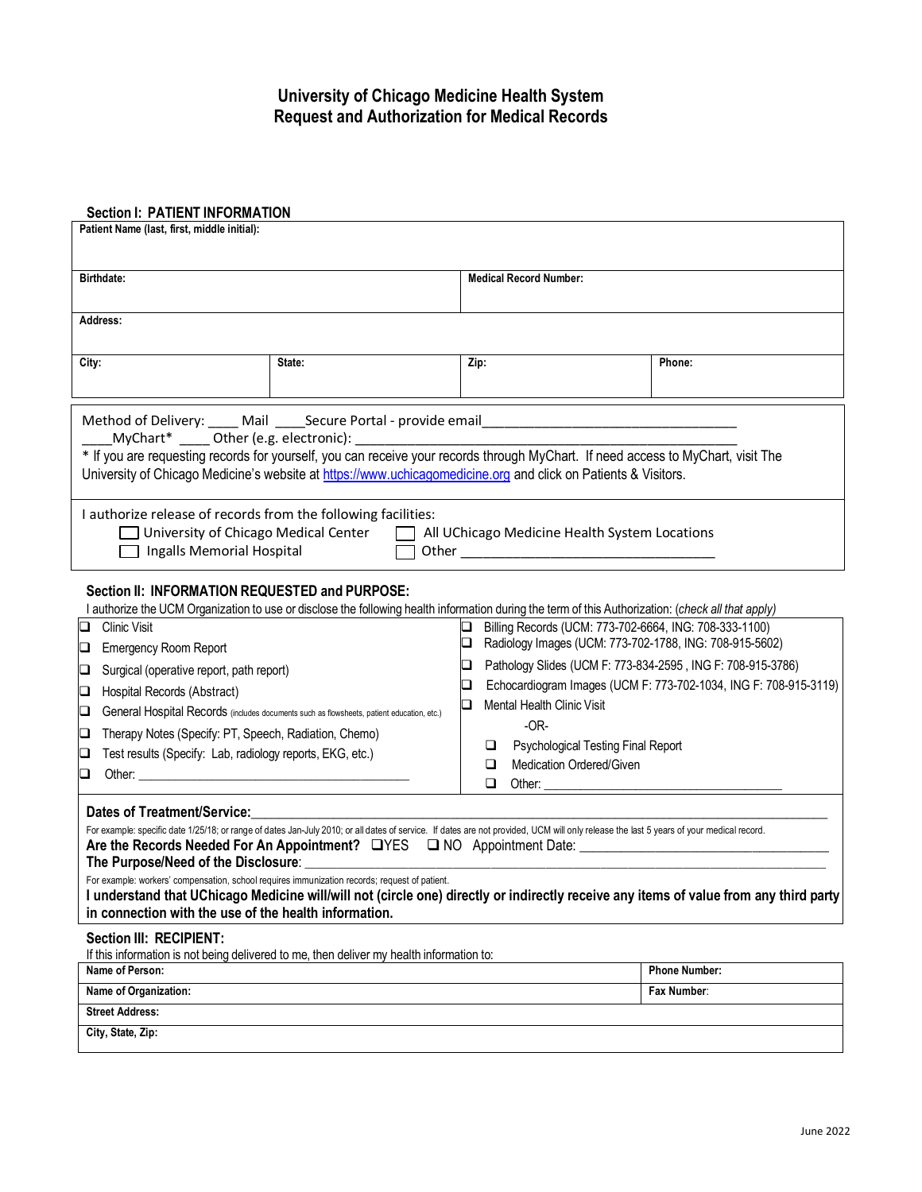# University of Chicago Medicine Health System
# Request and Authorization for Medical Records

## Section I: PATIENT INFORMATION

| **Patient Name (last, first, middle initial):** | | | |
|---|---|---|---|
| **Birthdate:** | | **Medical Record Number:** | |
| **Address:** | | | |
| **City:** | **State:** | **Zip:** | **Phone:** |

Method of Delivery: ____ Mail ____Secure Portal - provide email_________________________________
____MyChart* ____ Other (e.g. electronic): ___________________________________________________

* If you are requesting records for yourself, you can receive your records through MyChart. If need access to MyChart, visit The University of Chicago Medicine's website at https://www.uchicagomedicine.org and click on Patients & Visitors.

I authorize release of records from the following facilities:

- ☐ University of Chicago Medical Center
- ☐ All UChicago Medicine Health System Locations
- ☐ Ingalls Memorial Hospital
- ☐ Other _________________________________

## Section II: INFORMATION REQUESTED and PURPOSE:

I authorize the UCM Organization to use or disclose the following health information during the term of this Authorization: (*check all that apply*)

- ☐ Clinic Visit
- ☐ Emergency Room Report
- ☐ Surgical (operative report, path report)
- ☐ Hospital Records (Abstract)
- ☐ General Hospital Records (includes documents such as flowsheets, patient education, etc.)
- ☐ Therapy Notes (Specify: PT, Speech, Radiation, Chemo)
- ☐ Test results (Specify: Lab, radiology reports, EKG, etc.)
- ☐ Other: _________________________________________
- ☐ Billing Records (UCM: 773-702-6664, ING: 708-333-1100)
- ☐ Radiology Images (UCM: 773-702-1788, ING: 708-915-5602)
- ☐ Pathology Slides (UCM F: 773-834-2595 , ING F: 708-915-3786)
- ☐ Echocardiogram Images (UCM F: 773-702-1034, ING F: 708-915-3119)
- ☐ Mental Health Clinic Visit

  -OR-

  - ☐ Psychological Testing Final Report
  - ☐ Medication Ordered/Given
  - ☐ Other: ___________________________________

**Dates of Treatment/Service:**_____________________________________________________________

For example: specific date 1/25/18; or range of dates Jan-July 2010; or all dates of service. If dates are not provided, UCM will only release the last 5 years of your medical record.

**Are the Records Needed For An Appointment?** ☐YES ☐ NO Appointment Date: ___________________________

**The Purpose/Need of the Disclosure**: ___________________________________________________

For example: workers' compensation, school requires immunization records; request of patient.

**I understand that UChicago Medicine will/will not (circle one) directly or indirectly receive any items of value from any third party in connection with the use of the health information.**

## Section III: RECIPIENT:

If this information is not being delivered to me, then deliver my health information to:

| **Name of Person:** | **Phone Number:** |
|---|---|
| **Name of Organization:** | **Fax Number**: |
| **Street Address:** | |
| **City, State, Zip:** | |

June 2022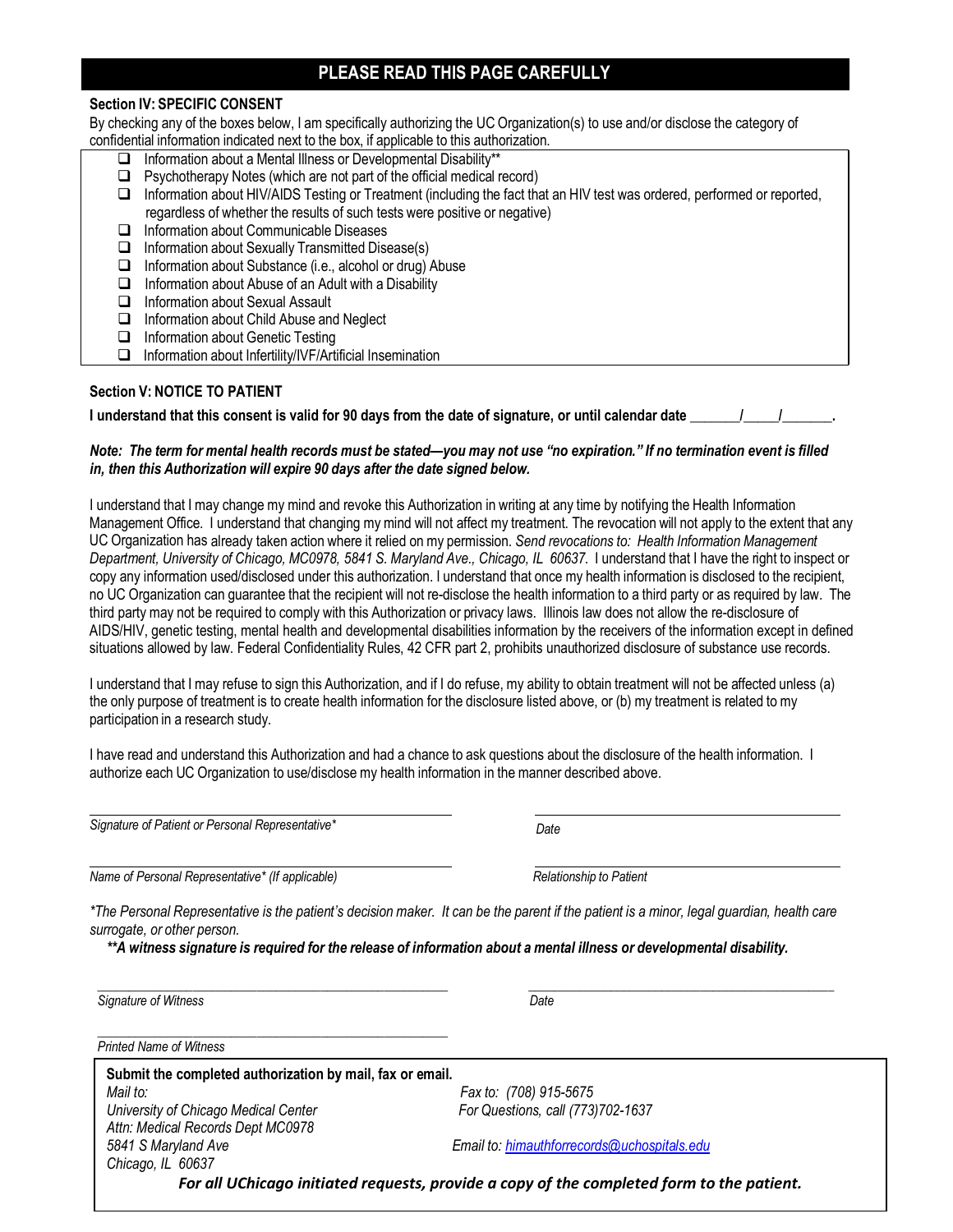## PLEASE READ THIS PAGE CAREFULLY

**Section IV: SPECIFIC CONSENT**

By checking any of the boxes below, I am specifically authorizing the UC Organization(s) to use and/or disclose the category of confidential information indicated next to the box, if applicable to this authorization.

- ☐ Information about a Mental Illness or Developmental Disability**
- ☐ Psychotherapy Notes (which are not part of the official medical record)
- ☐ Information about HIV/AIDS Testing or Treatment (including the fact that an HIV test was ordered, performed or reported, regardless of whether the results of such tests were positive or negative)
- ☐ Information about Communicable Diseases
- ☐ Information about Sexually Transmitted Disease(s)
- ☐ Information about Substance (i.e., alcohol or drug) Abuse
- ☐ Information about Abuse of an Adult with a Disability
- ☐ Information about Sexual Assault
- ☐ Information about Child Abuse and Neglect
- ☐ Information about Genetic Testing
- ☐ Information about Infertility/IVF/Artificial Insemination

**Section V: NOTICE TO PATIENT**

**I understand that this consent is valid for 90 days from the date of signature, or until calendar date _______/_____/_______.**

***Note: The term for mental health records must be stated—you may not use "no expiration." If no termination event is filled in, then this Authorization will expire 90 days after the date signed below.***

I understand that I may change my mind and revoke this Authorization in writing at any time by notifying the Health Information Management Office. I understand that changing my mind will not affect my treatment. The revocation will not apply to the extent that any UC Organization has already taken action where it relied on my permission. *Send revocations to: Health Information Management Department, University of Chicago, MC0978, 5841 S. Maryland Ave., Chicago, IL 60637.* I understand that I have the right to inspect or copy any information used/disclosed under this authorization. I understand that once my health information is disclosed to the recipient, no UC Organization can guarantee that the recipient will not re-disclose the health information to a third party or as required by law. The third party may not be required to comply with this Authorization or privacy laws. Illinois law does not allow the re-disclosure of AIDS/HIV, genetic testing, mental health and developmental disabilities information by the receivers of the information except in defined situations allowed by law. Federal Confidentiality Rules, 42 CFR part 2, prohibits unauthorized disclosure of substance use records.

I understand that I may refuse to sign this Authorization, and if I do refuse, my ability to obtain treatment will not be affected unless (a) the only purpose of treatment is to create health information for the disclosure listed above, or (b) my treatment is related to my participation in a research study.

I have read and understand this Authorization and had a chance to ask questions about the disclosure of the health information. I authorize each UC Organization to use/disclose my health information in the manner described above.

_______________________________________ _______________________________
*Signature of Patient or Personal Representative** *Date*

_______________________________________ _______________________________
*Name of Personal Representative* (If applicable)* *Relationship to Patient*

*\*The Personal Representative is the patient's decision maker. It can be the parent if the patient is a minor, legal guardian, health care surrogate, or other person.*

***\*\*A witness signature is required for the release of information about a mental illness or developmental disability.***

_______________________________________ _______________________________
*Signature of Witness* *Date*

_______________________________________
*Printed Name of Witness*

**Submit the completed authorization by mail, fax or email.**

*Mail to:*
*University of Chicago Medical Center*
*Attn: Medical Records Dept MC0978*
*5841 S Maryland Ave*
*Chicago, IL 60637*

*Fax to: (708) 915-5675*
*For Questions, call (773)702-1637*

*Email to: himauthforrecords@uchospitals.edu*

***For all UChicago initiated requests, provide a copy of the completed form to the patient.***